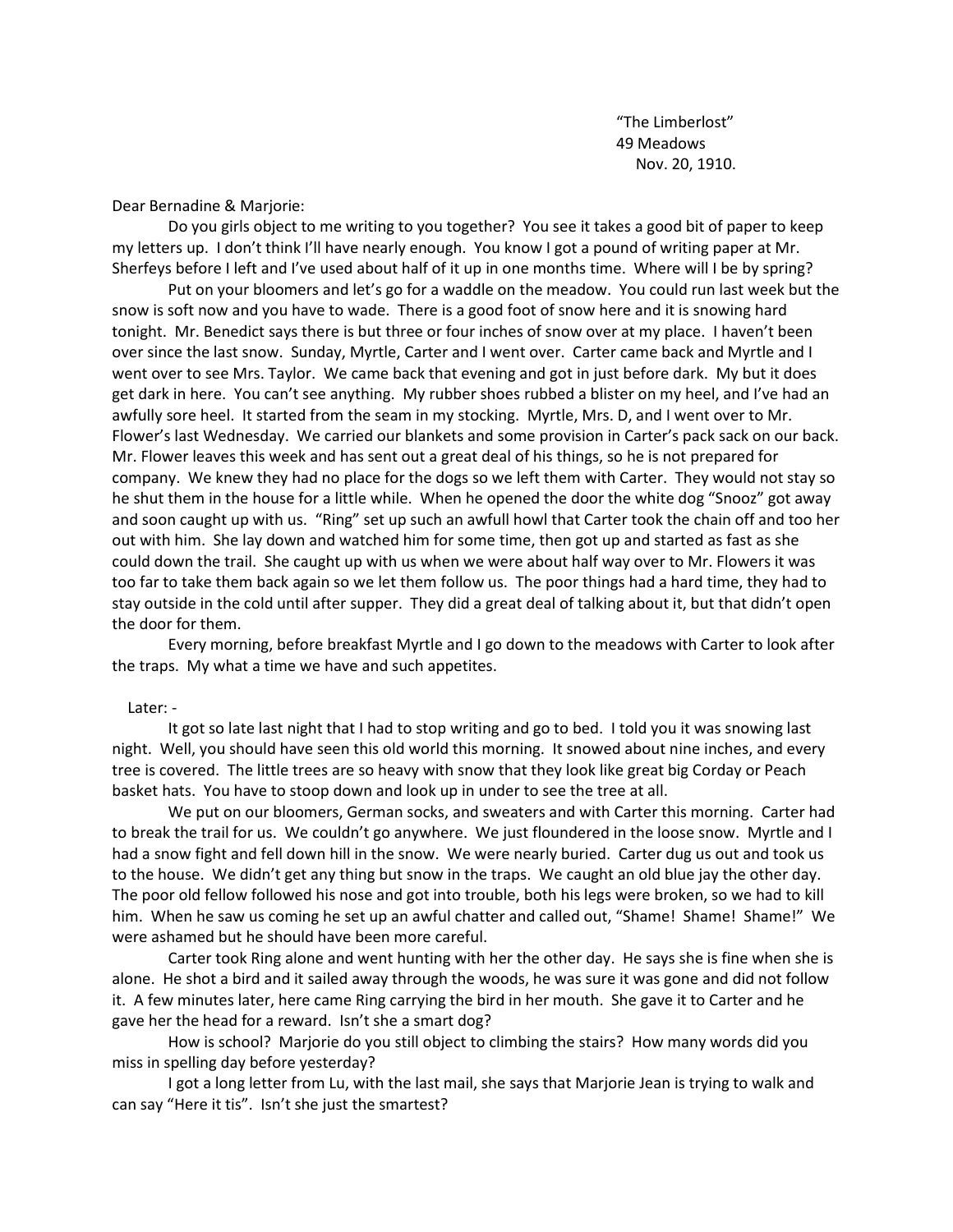"The Limberlost"  
49 Meadows  
Nov. 20, 1910.

Dear Bernadine & Marjorie:

Do you girls object to me writing to you together? You see it takes a good bit of paper to keep my letters up. I don't think I'll have nearly enough. You know I got a pound of writing paper at Mr. Sherfeys before I left and I've used about half of it up in one months time. Where will I be by spring?

Put on your bloomers and let's go for a waddle on the meadow. You could run last week but the snow is soft now and you have to wade. There is a good foot of snow here and it is snowing hard tonight. Mr. Benedict says there is but three or four inches of snow over at my place. I haven't been over since the last snow. Sunday, Myrtle, Carter and I went over. Carter came back and Myrtle and I went over to see Mrs. Taylor. We came back that evening and got in just before dark. My but it does get dark in here. You can't see anything. My rubber shoes rubbed a blister on my heel, and I've had an awfully sore heel. It started from the seam in my stocking. Myrtle, Mrs. D, and I went over to Mr. Flower's last Wednesday. We carried our blankets and some provision in Carter's pack sack on our back. Mr. Flower leaves this week and has sent out a great deal of his things, so he is not prepared for company. We knew they had no place for the dogs so we left them with Carter. They would not stay so he shut them in the house for a little while. When he opened the door the white dog "Snooz" got away and soon caught up with us. "Ring" set up such an awfull howl that Carter took the chain off and too her out with him. She lay down and watched him for some time, then got up and started as fast as she could down the trail. She caught up with us when we were about half way over to Mr. Flowers it was too far to take them back again so we let them follow us. The poor things had a hard time, they had to stay outside in the cold until after supper. They did a great deal of talking about it, but that didn't open the door for them.

Every morning, before breakfast Myrtle and I go down to the meadows with Carter to look after the traps. My what a time we have and such appetites.

Later: -

It got so late last night that I had to stop writing and go to bed. I told you it was snowing last night. Well, you should have seen this old world this morning. It snowed about nine inches, and every tree is covered. The little trees are so heavy with snow that they look like great big Corday or Peach basket hats. You have to stoop down and look up in under to see the tree at all.

We put on our bloomers, German socks, and sweaters and with Carter this morning. Carter had to break the trail for us. We couldn't go anywhere. We just floundered in the loose snow. Myrtle and I had a snow fight and fell down hill in the snow. We were nearly buried. Carter dug us out and took us to the house. We didn't get any thing but snow in the traps. We caught an old blue jay the other day. The poor old fellow followed his nose and got into trouble, both his legs were broken, so we had to kill him. When he saw us coming he set up an awful chatter and called out, "Shame! Shame! Shame!" We were ashamed but he should have been more careful.

Carter took Ring alone and went hunting with her the other day. He says she is fine when she is alone. He shot a bird and it sailed away through the woods, he was sure it was gone and did not follow it. A few minutes later, here came Ring carrying the bird in her mouth. She gave it to Carter and he gave her the head for a reward. Isn't she a smart dog?

How is school? Marjorie do you still object to climbing the stairs? How many words did you miss in spelling day before yesterday?

I got a long letter from Lu, with the last mail, she says that Marjorie Jean is trying to walk and can say "Here it tis". Isn't she just the smartest?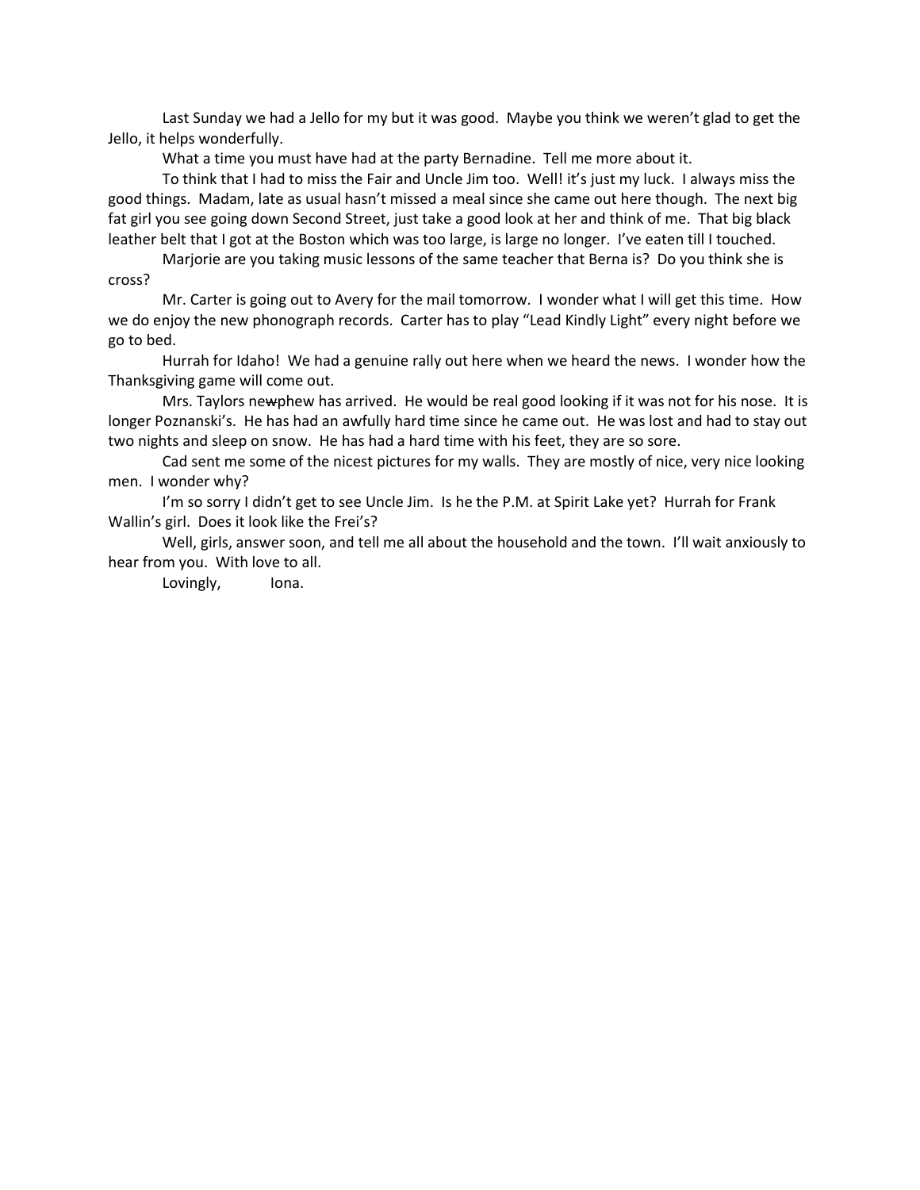Last Sunday we had a Jello for my but it was good. Maybe you think we weren't glad to get the Jello, it helps wonderfully.

What a time you must have had at the party Bernadine. Tell me more about it.

To think that I had to miss the Fair and Uncle Jim too. Well! it's just my luck. I always miss the good things. Madam, late as usual hasn't missed a meal since she came out here though. The next big fat girl you see going down Second Street, just take a good look at her and think of me. That big black leather belt that I got at the Boston which was too large, is large no longer. I've eaten till I touched.

Marjorie are you taking music lessons of the same teacher that Berna is? Do you think she is cross?

Mr. Carter is going out to Avery for the mail tomorrow. I wonder what I will get this time. How we do enjoy the new phonograph records. Carter has to play "Lead Kindly Light" every night before we go to bed.

Hurrah for Idaho! We had a genuine rally out here when we heard the news. I wonder how the Thanksgiving game will come out.

Mrs. Taylors ne~~w~~phew has arrived. He would be real good looking if it was not for his nose. It is longer Poznanski's. He has had an awfully hard time since he came out. He was lost and had to stay out two nights and sleep on snow. He has had a hard time with his feet, they are so sore.

Cad sent me some of the nicest pictures for my walls. They are mostly of nice, very nice looking men. I wonder why?

I'm so sorry I didn't get to see Uncle Jim. Is he the P.M. at Spirit Lake yet? Hurrah for Frank Wallin's girl. Does it look like the Frei's?

Well, girls, answer soon, and tell me all about the household and the town. I'll wait anxiously to hear from you. With love to all.

Lovingly, Iona.